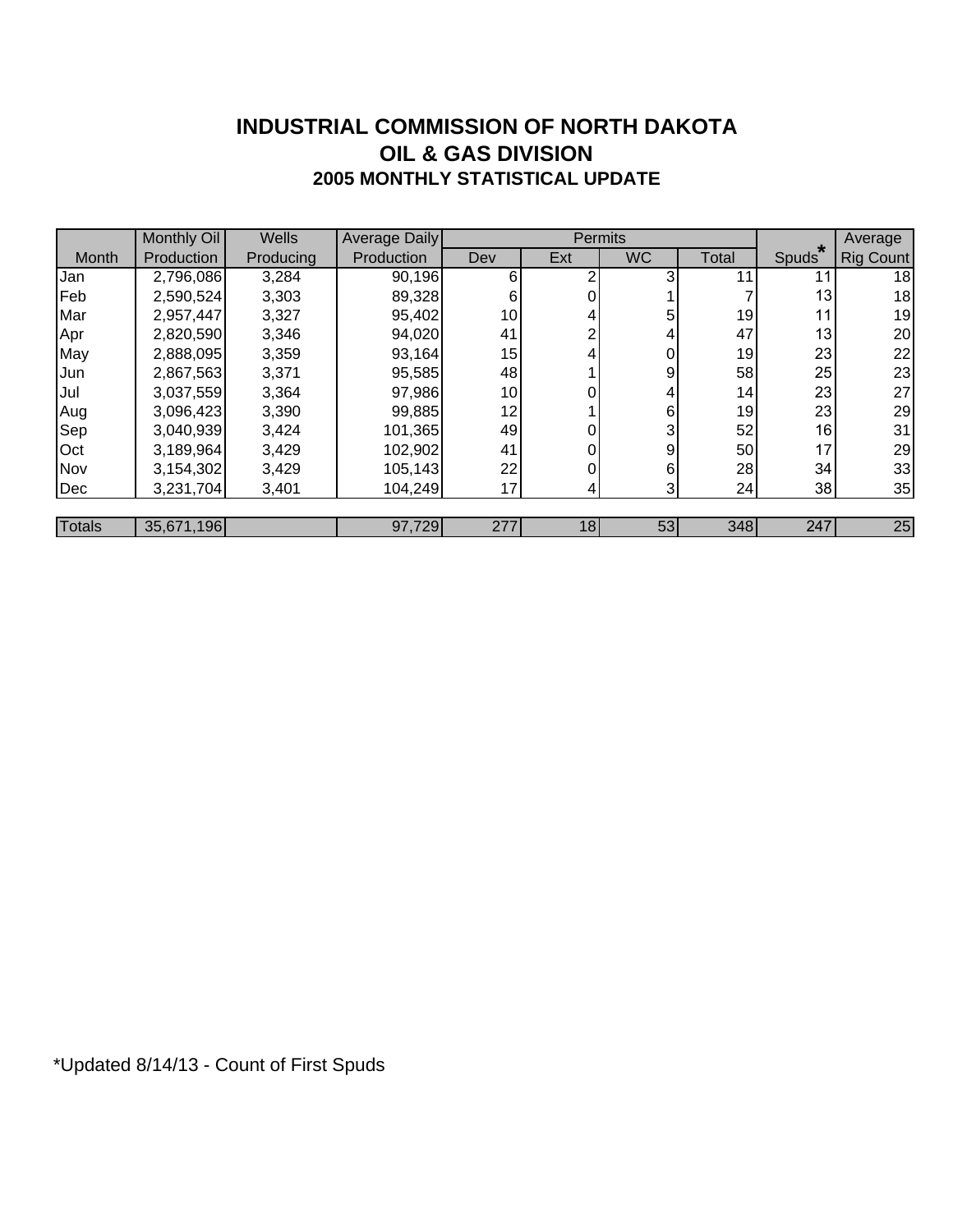# INDUSTRIAL COMMISSION OF NORTH DAKOTA
# OIL & GAS DIVISION
## 2005 MONTHLY STATISTICAL UPDATE

| | Monthly Oil | Wells | Average Daily | Permits | | | | | Average |
|---|---|---|---|---|---|---|---|---|---|
| Month | Production | Producing | Production | Dev | Ext | WC | Total | Spuds* | Rig Count |
| Jan | 2,796,086 | 3,284 | 90,196 | 6 | 2 | 3 | 11 | 11 | 18 |
| Feb | 2,590,524 | 3,303 | 89,328 | 6 | 0 | 1 | 7 | 13 | 18 |
| Mar | 2,957,447 | 3,327 | 95,402 | 10 | 4 | 5 | 19 | 11 | 19 |
| Apr | 2,820,590 | 3,346 | 94,020 | 41 | 2 | 4 | 47 | 13 | 20 |
| May | 2,888,095 | 3,359 | 93,164 | 15 | 4 | 0 | 19 | 23 | 22 |
| Jun | 2,867,563 | 3,371 | 95,585 | 48 | 1 | 9 | 58 | 25 | 23 |
| Jul | 3,037,559 | 3,364 | 97,986 | 10 | 0 | 4 | 14 | 23 | 27 |
| Aug | 3,096,423 | 3,390 | 99,885 | 12 | 1 | 6 | 19 | 23 | 29 |
| Sep | 3,040,939 | 3,424 | 101,365 | 49 | 0 | 3 | 52 | 16 | 31 |
| Oct | 3,189,964 | 3,429 | 102,902 | 41 | 0 | 9 | 50 | 17 | 29 |
| Nov | 3,154,302 | 3,429 | 105,143 | 22 | 0 | 6 | 28 | 34 | 33 |
| Dec | 3,231,704 | 3,401 | 104,249 | 17 | 4 | 3 | 24 | 38 | 35 |
| Totals | 35,671,196 | | 97,729 | 277 | 18 | 53 | 348 | 247 | 25 |

*Updated 8/14/13 - Count of First Spuds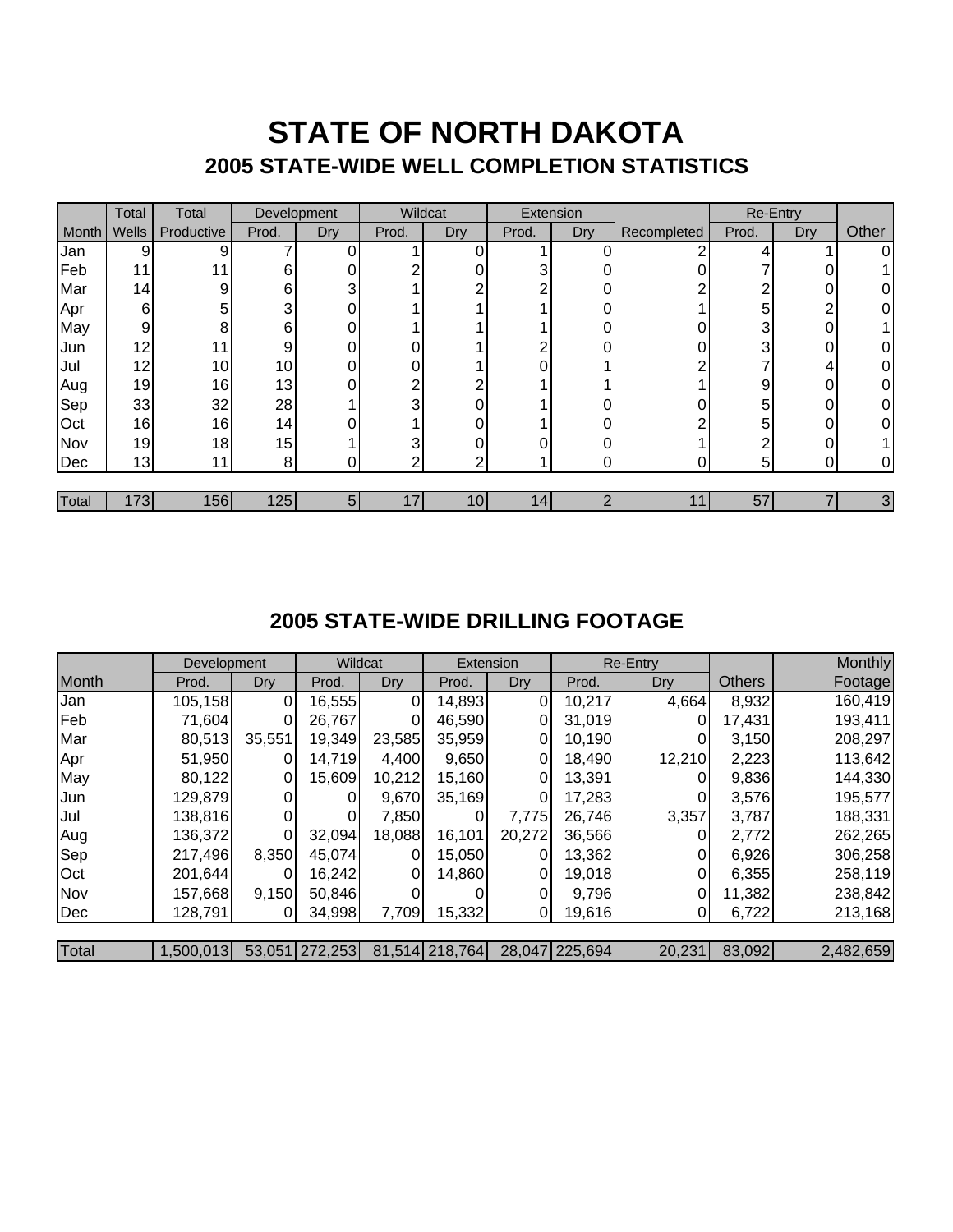# STATE OF NORTH DAKOTA

## 2005 STATE-WIDE WELL COMPLETION STATISTICS

| | Total | Total | Development | | Wildcat | | Extension | | | Re-Entry | | |
|---|---|---|---|---|---|---|---|---|---|---|---|---|
| Month | Wells | Productive | Prod. | Dry | Prod. | Dry | Prod. | Dry | Recompleted | Prod. | Dry | Other |
| Jan | 9 | 9 | 7 | 0 | 1 | 0 | 1 | 0 | 2 | 4 | 1 | 0 |
| Feb | 11 | 11 | 6 | 0 | 2 | 0 | 3 | 0 | 0 | 7 | 0 | 1 |
| Mar | 14 | 9 | 6 | 3 | 1 | 2 | 2 | 0 | 2 | 2 | 0 | 0 |
| Apr | 6 | 5 | 3 | 0 | 1 | 1 | 1 | 0 | 1 | 5 | 2 | 0 |
| May | 9 | 8 | 6 | 0 | 1 | 1 | 1 | 0 | 0 | 3 | 0 | 1 |
| Jun | 12 | 11 | 9 | 0 | 0 | 1 | 2 | 0 | 0 | 3 | 0 | 0 |
| Jul | 12 | 10 | 10 | 0 | 0 | 1 | 0 | 1 | 2 | 7 | 4 | 0 |
| Aug | 19 | 16 | 13 | 0 | 2 | 2 | 1 | 1 | 1 | 9 | 0 | 0 |
| Sep | 33 | 32 | 28 | 1 | 3 | 0 | 1 | 0 | 0 | 5 | 0 | 0 |
| Oct | 16 | 16 | 14 | 0 | 1 | 0 | 1 | 0 | 2 | 5 | 0 | 0 |
| Nov | 19 | 18 | 15 | 1 | 3 | 0 | 0 | 0 | 1 | 2 | 0 | 1 |
| Dec | 13 | 11 | 8 | 0 | 2 | 2 | 1 | 0 | 0 | 5 | 0 | 0 |
| Total | 173 | 156 | 125 | 5 | 17 | 10 | 14 | 2 | 11 | 57 | 7 | 3 |

## 2005 STATE-WIDE DRILLING FOOTAGE

| | Development | | Wildcat | | Extension | | Re-Entry | | | Monthly |
|---|---|---|---|---|---|---|---|---|---|---|
| Month | Prod. | Dry | Prod. | Dry | Prod. | Dry | Prod. | Dry | Others | Footage |
| Jan | 105,158 | 0 | 16,555 | 0 | 14,893 | 0 | 10,217 | 4,664 | 8,932 | 160,419 |
| Feb | 71,604 | 0 | 26,767 | 0 | 46,590 | 0 | 31,019 | 0 | 17,431 | 193,411 |
| Mar | 80,513 | 35,551 | 19,349 | 23,585 | 35,959 | 0 | 10,190 | 0 | 3,150 | 208,297 |
| Apr | 51,950 | 0 | 14,719 | 4,400 | 9,650 | 0 | 18,490 | 12,210 | 2,223 | 113,642 |
| May | 80,122 | 0 | 15,609 | 10,212 | 15,160 | 0 | 13,391 | 0 | 9,836 | 144,330 |
| Jun | 129,879 | 0 | 0 | 9,670 | 35,169 | 0 | 17,283 | 0 | 3,576 | 195,577 |
| Jul | 138,816 | 0 | 0 | 7,850 | 0 | 7,775 | 26,746 | 3,357 | 3,787 | 188,331 |
| Aug | 136,372 | 0 | 32,094 | 18,088 | 16,101 | 20,272 | 36,566 | 0 | 2,772 | 262,265 |
| Sep | 217,496 | 8,350 | 45,074 | 0 | 15,050 | 0 | 13,362 | 0 | 6,926 | 306,258 |
| Oct | 201,644 | 0 | 16,242 | 0 | 14,860 | 0 | 19,018 | 0 | 6,355 | 258,119 |
| Nov | 157,668 | 9,150 | 50,846 | 0 | 0 | 0 | 9,796 | 0 | 11,382 | 238,842 |
| Dec | 128,791 | 0 | 34,998 | 7,709 | 15,332 | 0 | 19,616 | 0 | 6,722 | 213,168 |
| Total | 1,500,013 | 53,051 | 272,253 | 81,514 | 218,764 | 28,047 | 225,694 | 20,231 | 83,092 | 2,482,659 |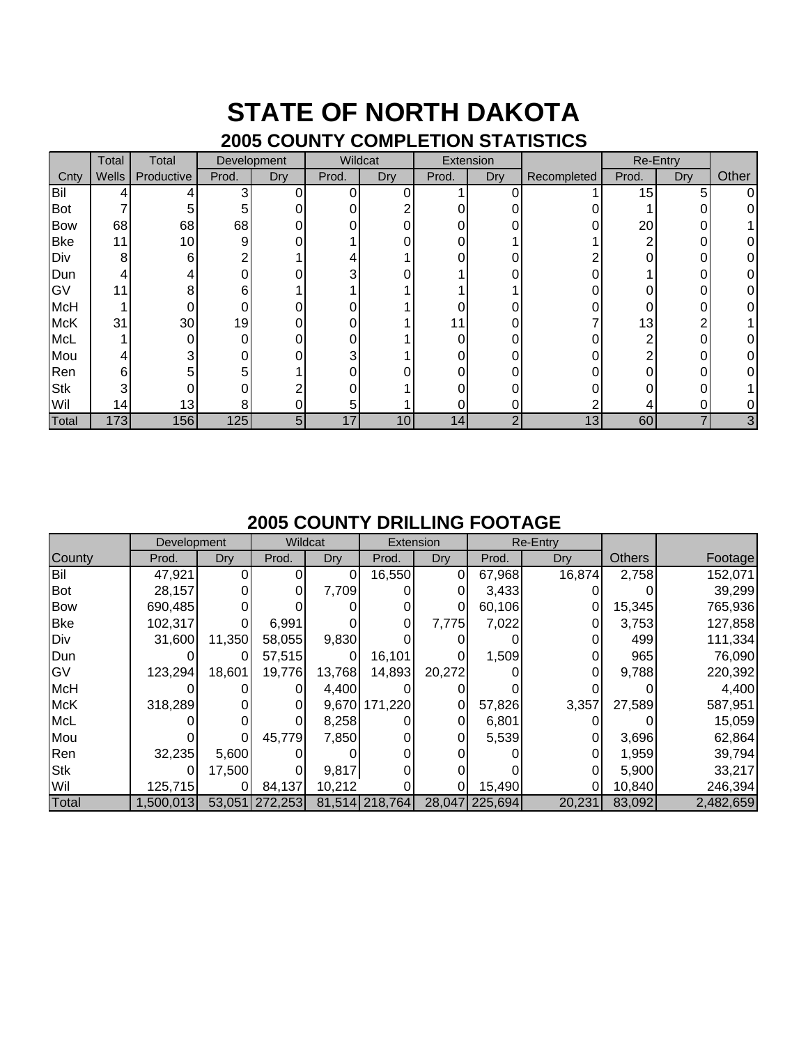# STATE OF NORTH DAKOTA

## 2005 COUNTY COMPLETION STATISTICS

| | Total | Total | Development | | Wildcat | | Extension | | | Re-Entry | | |
|---|---|---|---|---|---|---|---|---|---|---|---|---|
| Cnty | Wells | Productive | Prod. | Dry | Prod. | Dry | Prod. | Dry | Recompleted | Prod. | Dry | Other |
| Bil | 4 | 4 | 3 | 0 | 0 | 0 | 1 | 0 | 1 | 15 | 5 | 0 |
| Bot | 7 | 5 | 5 | 0 | 0 | 2 | 0 | 0 | 0 | 1 | 0 | 0 |
| Bow | 68 | 68 | 68 | 0 | 0 | 0 | 0 | 0 | 0 | 20 | 0 | 1 |
| Bke | 11 | 10 | 9 | 0 | 1 | 0 | 0 | 1 | 1 | 2 | 0 | 0 |
| Div | 8 | 6 | 2 | 1 | 4 | 1 | 0 | 0 | 2 | 0 | 0 | 0 |
| Dun | 4 | 4 | 0 | 0 | 3 | 0 | 1 | 0 | 0 | 1 | 0 | 0 |
| GV | 11 | 8 | 6 | 1 | 1 | 1 | 1 | 1 | 0 | 0 | 0 | 0 |
| McH | 1 | 0 | 0 | 0 | 0 | 1 | 0 | 0 | 0 | 0 | 0 | 0 |
| McK | 31 | 30 | 19 | 0 | 0 | 1 | 11 | 0 | 7 | 13 | 2 | 1 |
| McL | 1 | 0 | 0 | 0 | 0 | 1 | 0 | 0 | 0 | 2 | 0 | 0 |
| Mou | 4 | 3 | 0 | 0 | 3 | 1 | 0 | 0 | 0 | 2 | 0 | 0 |
| Ren | 6 | 5 | 5 | 1 | 0 | 0 | 0 | 0 | 0 | 0 | 0 | 0 |
| Stk | 3 | 0 | 0 | 2 | 0 | 1 | 0 | 0 | 0 | 0 | 0 | 1 |
| Wil | 14 | 13 | 8 | 0 | 5 | 1 | 0 | 0 | 2 | 4 | 0 | 0 |
| Total | 173 | 156 | 125 | 5 | 17 | 10 | 14 | 2 | 13 | 60 | 7 | 3 |

## 2005 COUNTY DRILLING FOOTAGE

| | Development | | Wildcat | | Extension | | Re-Entry | | | |
|---|---|---|---|---|---|---|---|---|---|---|
| County | Prod. | Dry | Prod. | Dry | Prod. | Dry | Prod. | Dry | Others | Footage |
| Bil | 47,921 | 0 | 0 | 0 | 16,550 | 0 | 67,968 | 16,874 | 2,758 | 152,071 |
| Bot | 28,157 | 0 | 0 | 7,709 | 0 | 0 | 3,433 | 0 | 0 | 39,299 |
| Bow | 690,485 | 0 | 0 | 0 | 0 | 0 | 60,106 | 0 | 15,345 | 765,936 |
| Bke | 102,317 | 0 | 6,991 | 0 | 0 | 7,775 | 7,022 | 0 | 3,753 | 127,858 |
| Div | 31,600 | 11,350 | 58,055 | 9,830 | 0 | 0 | 0 | 0 | 499 | 111,334 |
| Dun | 0 | 0 | 57,515 | 0 | 16,101 | 0 | 1,509 | 0 | 965 | 76,090 |
| GV | 123,294 | 18,601 | 19,776 | 13,768 | 14,893 | 20,272 | 0 | 0 | 9,788 | 220,392 |
| McH | 0 | 0 | 0 | 4,400 | 0 | 0 | 0 | 0 | 0 | 4,400 |
| McK | 318,289 | 0 | 0 | 9,670 | 171,220 | 0 | 57,826 | 3,357 | 27,589 | 587,951 |
| McL | 0 | 0 | 0 | 8,258 | 0 | 0 | 6,801 | 0 | 0 | 15,059 |
| Mou | 0 | 0 | 45,779 | 7,850 | 0 | 0 | 5,539 | 0 | 3,696 | 62,864 |
| Ren | 32,235 | 5,600 | 0 | 0 | 0 | 0 | 0 | 0 | 1,959 | 39,794 |
| Stk | 0 | 17,500 | 0 | 9,817 | 0 | 0 | 0 | 0 | 5,900 | 33,217 |
| Wil | 125,715 | 0 | 84,137 | 10,212 | 0 | 0 | 15,490 | 0 | 10,840 | 246,394 |
| Total | 1,500,013 | 53,051 | 272,253 | 81,514 | 218,764 | 28,047 | 225,694 | 20,231 | 83,092 | 2,482,659 |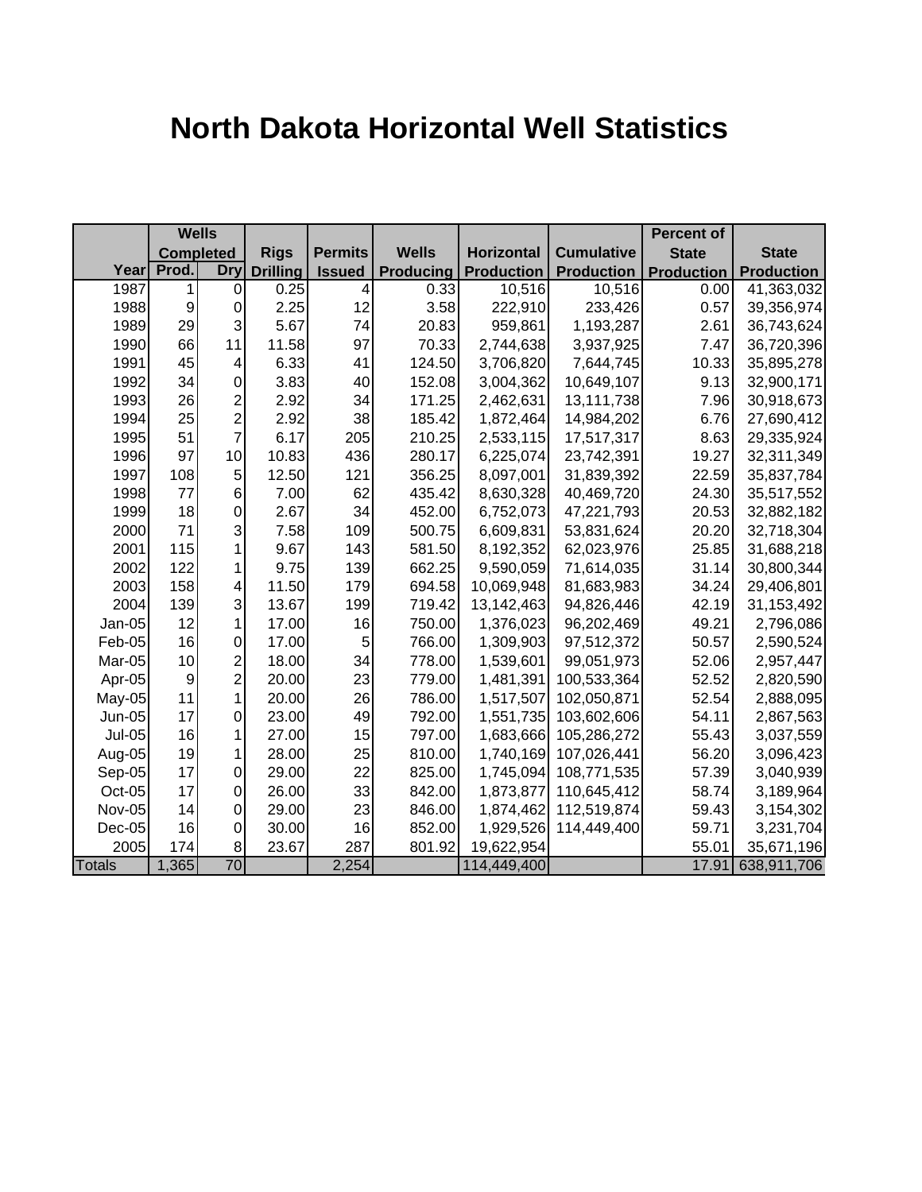# North Dakota Horizontal Well Statistics

| Year | Wells Completed | | Rigs Drilling | Permits Issued | Wells Producing | Horizontal Production | Cumulative Production | Percent of State Production | State Production |
|---|---|---|---|---|---|---|---|---|---|
| | Prod. | Dry | | | | | | | |
| 1987 | 1 | 0 | 0.25 | 4 | 0.33 | 10,516 | 10,516 | 0.00 | 41,363,032 |
| 1988 | 9 | 0 | 2.25 | 12 | 3.58 | 222,910 | 233,426 | 0.57 | 39,356,974 |
| 1989 | 29 | 3 | 5.67 | 74 | 20.83 | 959,861 | 1,193,287 | 2.61 | 36,743,624 |
| 1990 | 66 | 11 | 11.58 | 97 | 70.33 | 2,744,638 | 3,937,925 | 7.47 | 36,720,396 |
| 1991 | 45 | 4 | 6.33 | 41 | 124.50 | 3,706,820 | 7,644,745 | 10.33 | 35,895,278 |
| 1992 | 34 | 0 | 3.83 | 40 | 152.08 | 3,004,362 | 10,649,107 | 9.13 | 32,900,171 |
| 1993 | 26 | 2 | 2.92 | 34 | 171.25 | 2,462,631 | 13,111,738 | 7.96 | 30,918,673 |
| 1994 | 25 | 2 | 2.92 | 38 | 185.42 | 1,872,464 | 14,984,202 | 6.76 | 27,690,412 |
| 1995 | 51 | 7 | 6.17 | 205 | 210.25 | 2,533,115 | 17,517,317 | 8.63 | 29,335,924 |
| 1996 | 97 | 10 | 10.83 | 436 | 280.17 | 6,225,074 | 23,742,391 | 19.27 | 32,311,349 |
| 1997 | 108 | 5 | 12.50 | 121 | 356.25 | 8,097,001 | 31,839,392 | 22.59 | 35,837,784 |
| 1998 | 77 | 6 | 7.00 | 62 | 435.42 | 8,630,328 | 40,469,720 | 24.30 | 35,517,552 |
| 1999 | 18 | 0 | 2.67 | 34 | 452.00 | 6,752,073 | 47,221,793 | 20.53 | 32,882,182 |
| 2000 | 71 | 3 | 7.58 | 109 | 500.75 | 6,609,831 | 53,831,624 | 20.20 | 32,718,304 |
| 2001 | 115 | 1 | 9.67 | 143 | 581.50 | 8,192,352 | 62,023,976 | 25.85 | 31,688,218 |
| 2002 | 122 | 1 | 9.75 | 139 | 662.25 | 9,590,059 | 71,614,035 | 31.14 | 30,800,344 |
| 2003 | 158 | 4 | 11.50 | 179 | 694.58 | 10,069,948 | 81,683,983 | 34.24 | 29,406,801 |
| 2004 | 139 | 3 | 13.67 | 199 | 719.42 | 13,142,463 | 94,826,446 | 42.19 | 31,153,492 |
| Jan-05 | 12 | 1 | 17.00 | 16 | 750.00 | 1,376,023 | 96,202,469 | 49.21 | 2,796,086 |
| Feb-05 | 16 | 0 | 17.00 | 5 | 766.00 | 1,309,903 | 97,512,372 | 50.57 | 2,590,524 |
| Mar-05 | 10 | 2 | 18.00 | 34 | 778.00 | 1,539,601 | 99,051,973 | 52.06 | 2,957,447 |
| Apr-05 | 9 | 2 | 20.00 | 23 | 779.00 | 1,481,391 | 100,533,364 | 52.52 | 2,820,590 |
| May-05 | 11 | 1 | 20.00 | 26 | 786.00 | 1,517,507 | 102,050,871 | 52.54 | 2,888,095 |
| Jun-05 | 17 | 0 | 23.00 | 49 | 792.00 | 1,551,735 | 103,602,606 | 54.11 | 2,867,563 |
| Jul-05 | 16 | 1 | 27.00 | 15 | 797.00 | 1,683,666 | 105,286,272 | 55.43 | 3,037,559 |
| Aug-05 | 19 | 1 | 28.00 | 25 | 810.00 | 1,740,169 | 107,026,441 | 56.20 | 3,096,423 |
| Sep-05 | 17 | 0 | 29.00 | 22 | 825.00 | 1,745,094 | 108,771,535 | 57.39 | 3,040,939 |
| Oct-05 | 17 | 0 | 26.00 | 33 | 842.00 | 1,873,877 | 110,645,412 | 58.74 | 3,189,964 |
| Nov-05 | 14 | 0 | 29.00 | 23 | 846.00 | 1,874,462 | 112,519,874 | 59.43 | 3,154,302 |
| Dec-05 | 16 | 0 | 30.00 | 16 | 852.00 | 1,929,526 | 114,449,400 | 59.71 | 3,231,704 |
| 2005 | 174 | 8 | 23.67 | 287 | 801.92 | 19,622,954 | | 55.01 | 35,671,196 |
| Totals | 1,365 | 70 | | 2,254 | | 114,449,400 | | 17.91 | 638,911,706 |